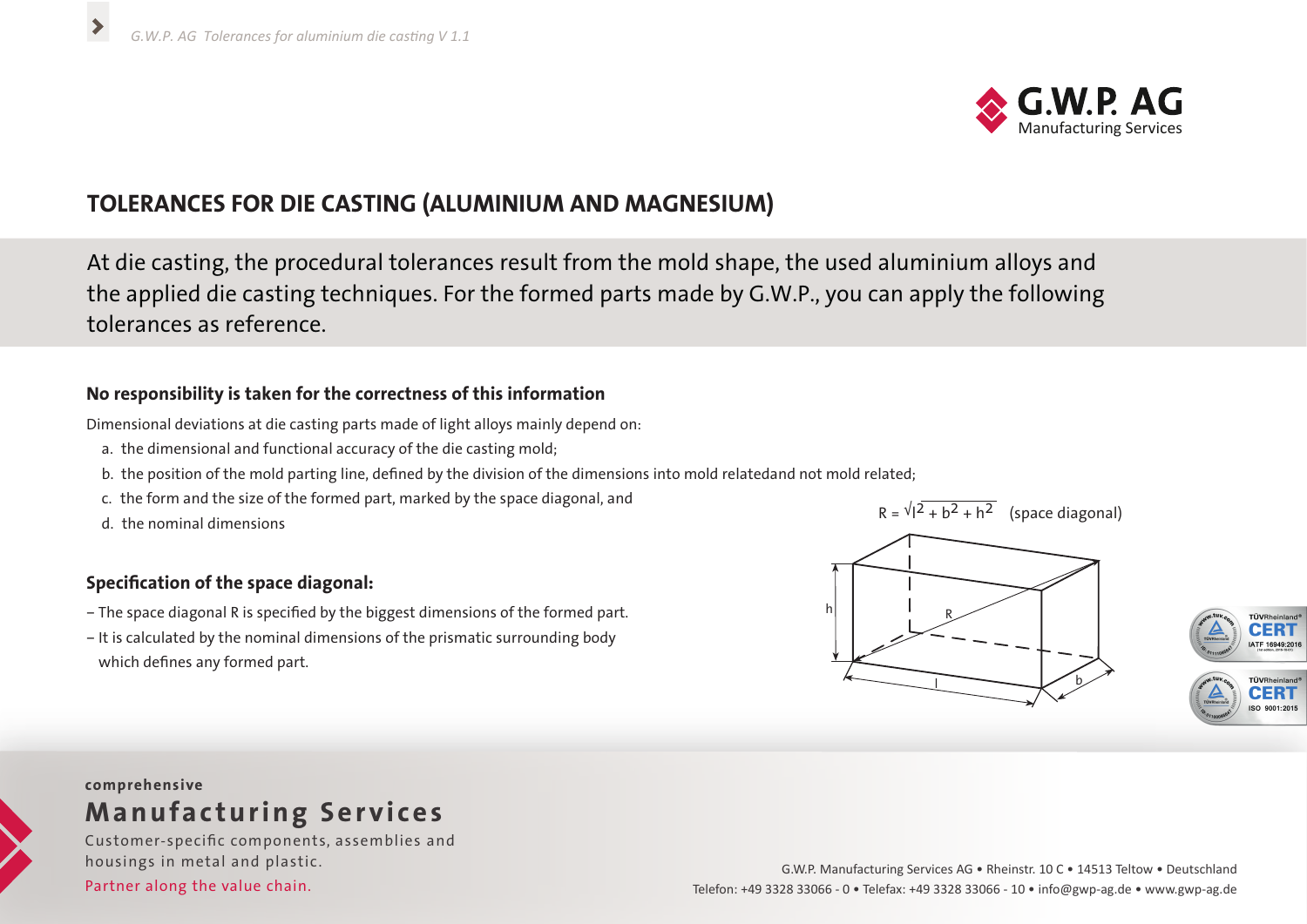# TOLERANCES FOR DIE CASTING (ALUMINIUM AND MAGNESIUM)

At die casting, the procedural tolerances result from the mold shape, the used aluminium alloys and the applied die casting techniques. For the formed parts made by G.W.P., you can apply the following tolerances as reference.

### No responsibility is taken for the correctness of this information

Dimensional deviations at die casting parts made of light alloys mainly depend on:

a. the dimensional and functional accuracy of the die casting mold;
b. the position of the mold parting line, defined by the division of the dimensions into mold relatedand not mold related;
c. the form and the size of the formed part, marked by the space diagonal, and
d. the nominal dimensions

$$R = \sqrt{l^2 + b^2 + h^2}$$ (space diagonal)

### Specification of the space diagonal:

– The space diagonal R is specified by the biggest dimensions of the formed part.
– It is calculated by the nominal dimensions of the prismatic surrounding body which defines any formed part.

comprehensive
**Manufacturing Services**
Customer-specific components, assemblies and housings in metal and plastic.
Partner along the value chain.

G.W.P. Manufacturing Services AG • Rheinstr. 10 C • 14513 Teltow • Deutschland
Telefon: +49 3328 33066 - 0 • Telefax: +49 3328 33066 - 10 • info@gwp-ag.de • www.gwp-ag.de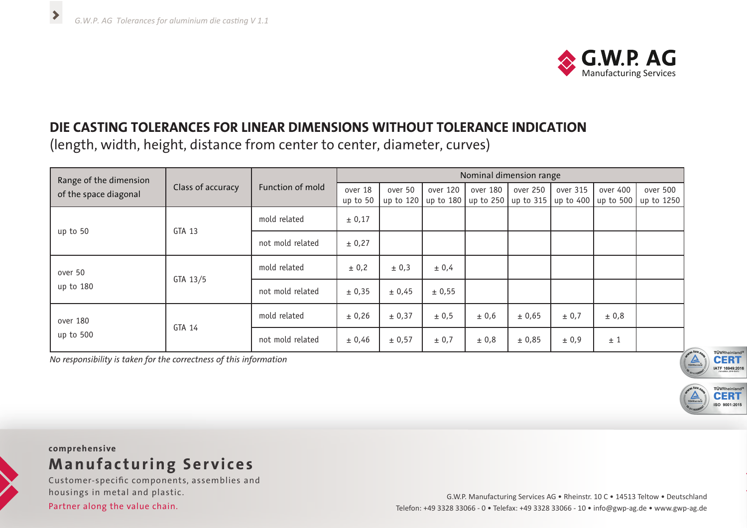# DIE CASTING TOLERANCES FOR LINEAR DIMENSIONS WITHOUT TOLERANCE INDICATION

(length, width, height, distance from center to center, diameter, curves)

| Range of the dimension of the space diagonal | Class of accuracy | Function of mold | Nominal dimension range | | | | | | | |
|---|---|---|---|---|---|---|---|---|---|---|
| | | | over 18 up to 50 | over 50 up to 120 | over 120 up to 180 | over 180 up to 250 | over 250 up to 315 | over 315 up to 400 | over 400 up to 500 | over 500 up to 1250 |
| up to 50 | GTA 13 | mold related | ± 0,17 | | | | | | | |
| | | not mold related | ± 0,27 | | | | | | | |
| over 50 up to 180 | GTA 13/5 | mold related | ± 0,2 | ± 0,3 | ± 0,4 | | | | | |
| | | not mold related | ± 0,35 | ± 0,45 | ± 0,55 | | | | | |
| over 180 up to 500 | GTA 14 | mold related | ± 0,26 | ± 0,37 | ± 0,5 | ± 0,6 | ± 0,65 | ± 0,7 | ± 0,8 | |
| | | not mold related | ± 0,46 | ± 0,57 | ± 0,7 | ± 0,8 | ± 0,85 | ± 0,9 | ± 1 | |

*No responsibility is taken for the correctness of this information*

**comprehensive**

**Manufacturing Services**

Customer-specific components, assemblies and housings in metal and plastic.

Partner along the value chain.

G.W.P. Manufacturing Services AG • Rheinstr. 10 C • 14513 Teltow • Deutschland
Telefon: +49 3328 33066 - 0 • Telefax: +49 3328 33066 - 10 • info@gwp-ag.de • www.gwp-ag.de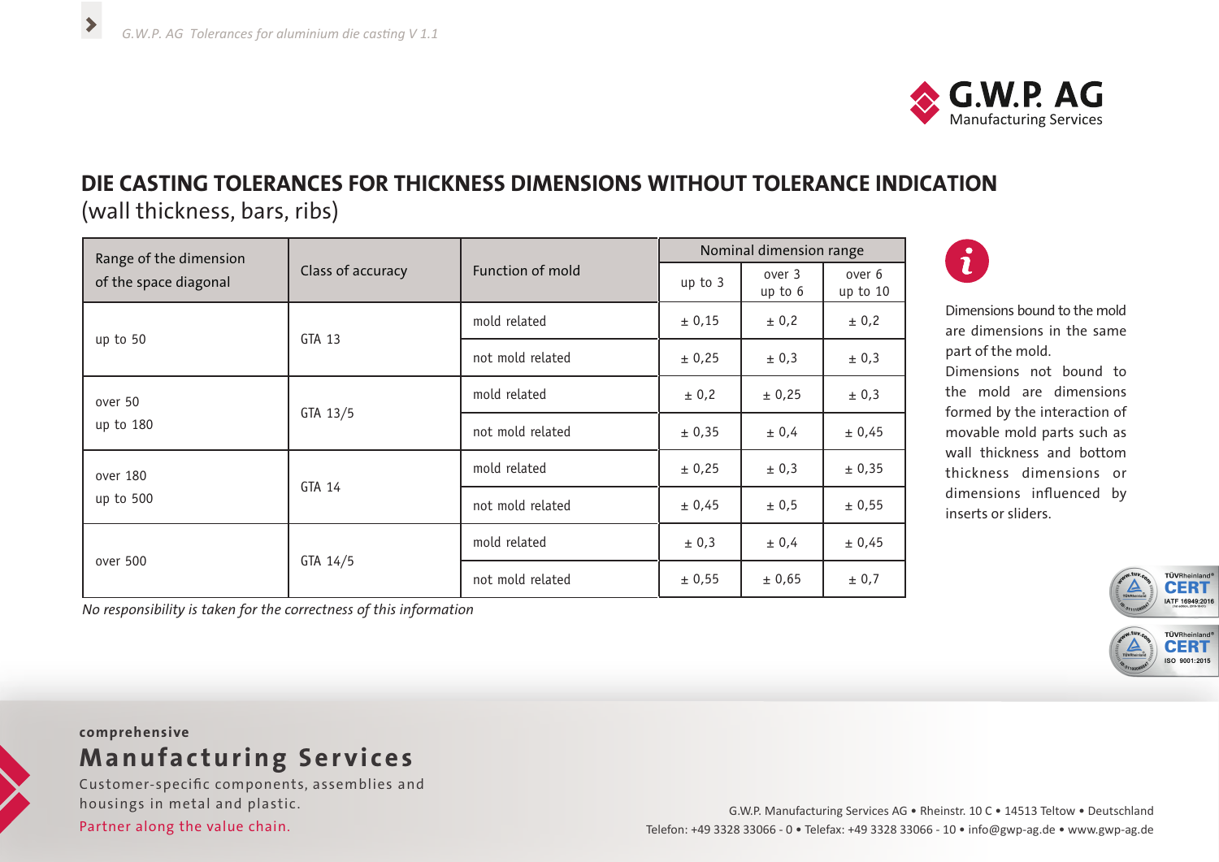# DIE CASTING TOLERANCES FOR THICKNESS DIMENSIONS WITHOUT TOLERANCE INDICATION

(wall thickness, bars, ribs)

| Range of the dimension of the space diagonal | Class of accuracy | Function of mold | Nominal dimension range | | |
|---|---|---|---|---|---|
| | | | up to 3 | over 3 up to 6 | over 6 up to 10 |
| up to 50 | GTA 13 | mold related | ± 0,15 | ± 0,2 | ± 0,2 |
| | | not mold related | ± 0,25 | ± 0,3 | ± 0,3 |
| over 50 up to 180 | GTA 13/5 | mold related | ± 0,2 | ± 0,25 | ± 0,3 |
| | | not mold related | ± 0,35 | ± 0,4 | ± 0,45 |
| over 180 up to 500 | GTA 14 | mold related | ± 0,25 | ± 0,3 | ± 0,35 |
| | | not mold related | ± 0,45 | ± 0,5 | ± 0,55 |
| over 500 | GTA 14/5 | mold related | ± 0,3 | ± 0,4 | ± 0,45 |
| | | not mold related | ± 0,55 | ± 0,65 | ± 0,7 |

*No responsibility is taken for the correctness of this information*

Dimensions bound to the mold are dimensions in the same part of the mold.
Dimensions not bound to the mold are dimensions formed by the interaction of movable mold parts such as wall thickness and bottom thickness dimensions or dimensions influenced by inserts or sliders.

**comprehensive**

**Manufacturing Services**

Customer-specific components, assemblies and housings in metal and plastic.

Partner along the value chain.

G.W.P. Manufacturing Services AG • Rheinstr. 10 C • 14513 Teltow • Deutschland
Telefon: +49 3328 33066 - 0 • Telefax: +49 3328 33066 - 10 • info@gwp-ag.de • www.gwp-ag.de